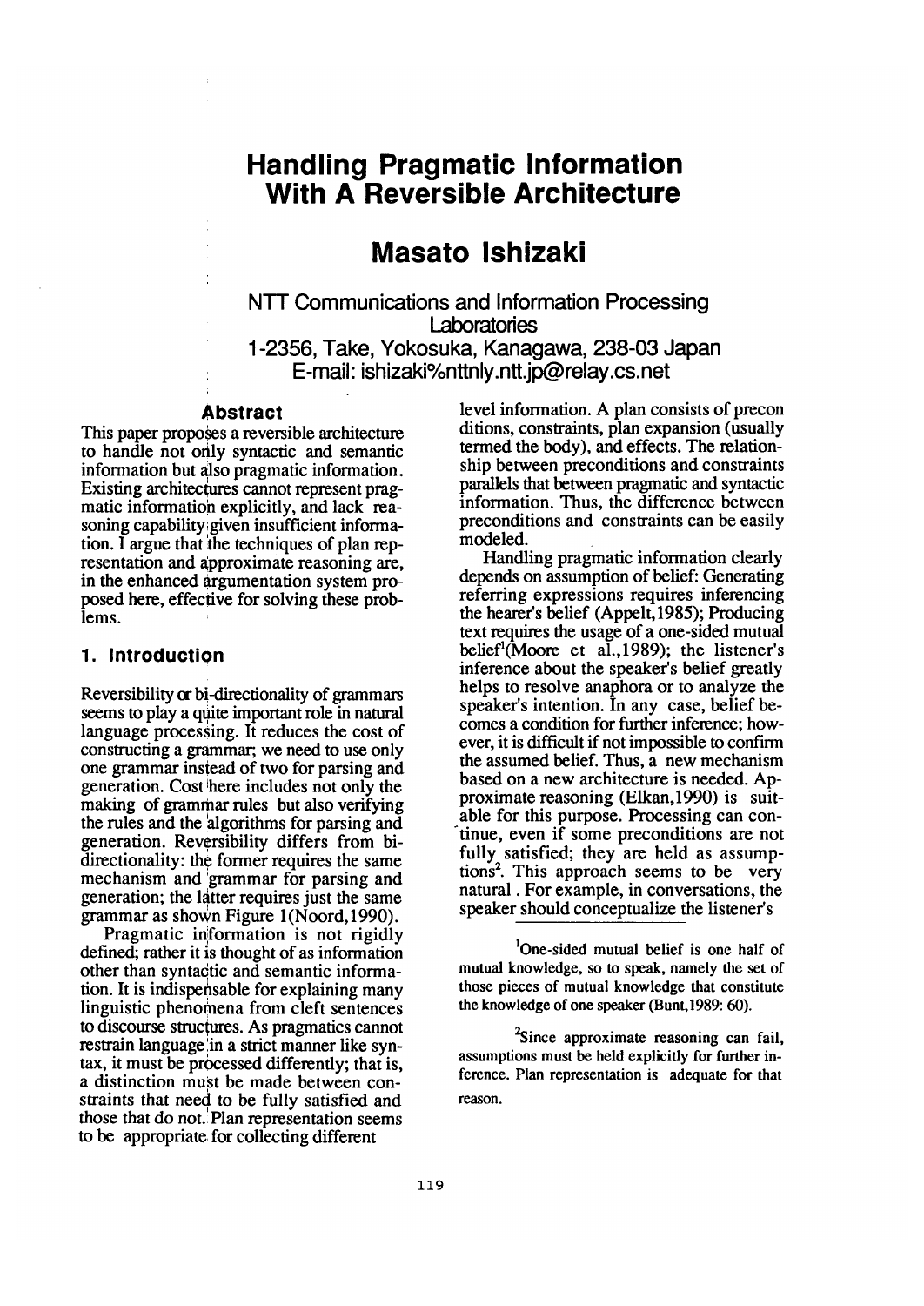# Handling Pragmatic Information With A Reversible Architecture

## Masato Ishizaki

NTT Communications and Information Processing Laboratories
1-2356, Take, Yokosuka, Kanagawa, 238-03 Japan
E-mail: ishizaki%nttnly.ntt.jp@relay.cs.net

### Abstract

This paper proposes a reversible architecture to handle not only syntactic and semantic information but also pragmatic information. Existing architectures cannot represent pragmatic information explicitly, and lack reasoning capability given insufficient information. I argue that the techniques of plan representation and approximate reasoning are, in the enhanced argumentation system proposed here, effective for solving these problems.

## 1. Introduction

Reversibility or bi-directionality of grammars seems to play a quite important role in natural language processing. It reduces the cost of constructing a grammar; we need to use only one grammar instead of two for parsing and generation. Cost here includes not only the making of grammar rules but also verifying the rules and the algorithms for parsing and generation. Reversibility differs from bi-directionality: the former requires the same mechanism and grammar for parsing and generation; the latter requires just the same grammar as shown Figure 1(Noord,1990).

Pragmatic information is not rigidly defined; rather it is thought of as information other than syntactic and semantic information. It is indispensable for explaining many linguistic phenomena from cleft sentences to discourse structures. As pragmatics cannot restrain language in a strict manner like syntax, it must be processed differently; that is, a distinction must be made between constraints that need to be fully satisfied and those that do not. Plan representation seems to be appropriate for collecting different level information. A plan consists of preconditions, constraints, plan expansion (usually termed the body), and effects. The relationship between preconditions and constraints parallels that between pragmatic and syntactic information. Thus, the difference between preconditions and constraints can be easily modeled.

Handling pragmatic information clearly depends on assumption of belief: Generating referring expressions requires inferencing the hearer's belief (Appelt,1985); Producing text requires the usage of a one-sided mutual belief[1](Moore et al.,1989); the listener's inference about the speaker's belief greatly helps to resolve anaphora or to analyze the speaker's intention. In any case, belief becomes a condition for further inference; however, it is difficult if not impossible to confirm the assumed belief. Thus, a new mechanism based on a new architecture is needed. Approximate reasoning (Elkan,1990) is suitable for this purpose. Processing can continue, even if some preconditions are not fully satisfied; they are held as assumptions[2]. This approach seems to be very natural . For example, in conversations, the speaker should conceptualize the listener's

[1] One-sided mutual belief is one half of mutual knowledge, so to speak, namely the set of those pieces of mutual knowledge that constitute the knowledge of one speaker (Bunt,1989: 60).

[2] Since approximate reasoning can fail, assumptions must be held explicitly for further inference. Plan representation is adequate for that reason.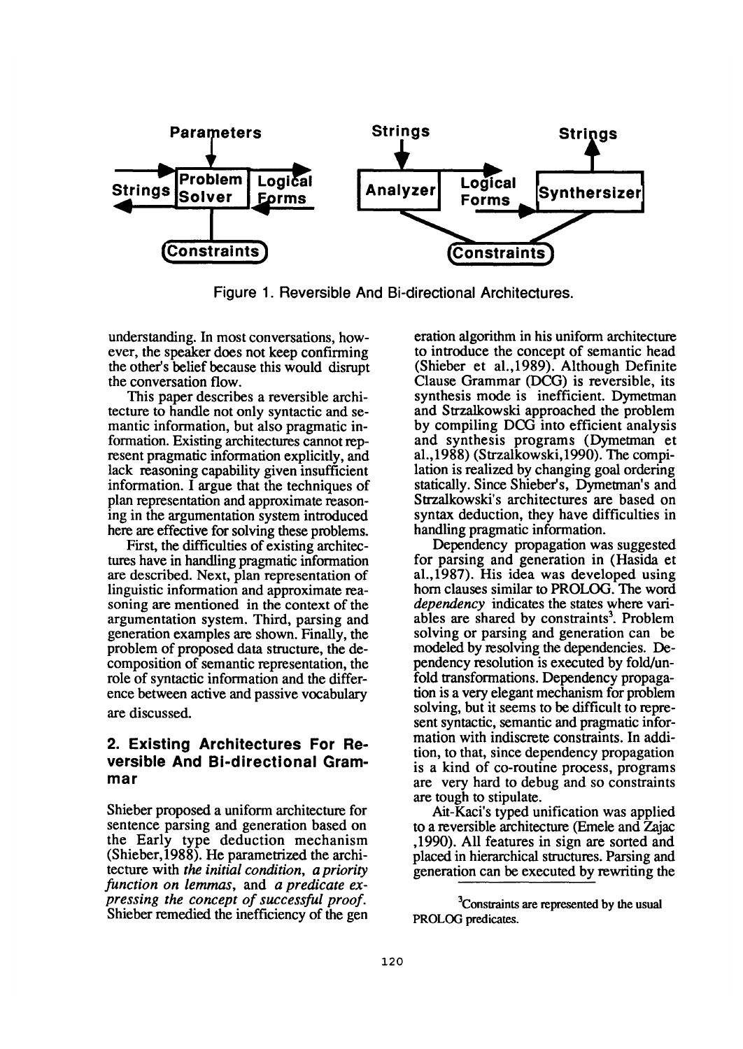Figure 1. Reversible And Bi-directional Architectures.

understanding. In most conversations, however, the speaker does not keep confirming the other's belief because this would disrupt the conversation flow.

This paper describes a reversible architecture to handle not only syntactic and semantic information, but also pragmatic information. Existing architectures cannot represent pragmatic information explicitly, and lack reasoning capability given insufficient information. I argue that the techniques of plan representation and approximate reasoning in the argumentation system introduced here are effective for solving these problems.

First, the difficulties of existing architectures have in handling pragmatic information are described. Next, plan representation of linguistic information and approximate reasoning are mentioned in the context of the argumentation system. Third, parsing and generation examples are shown. Finally, the problem of proposed data structure, the decomposition of semantic representation, the role of syntactic information and the difference between active and passive vocabulary are discussed.

## 2. Existing Architectures For Reversible And Bi-directional Grammar

Shieber proposed a uniform architecture for sentence parsing and generation based on the Early type deduction mechanism (Shieber,1988). He parametrized the architecture with *the initial condition*, *a priority function on lemmas*, and *a predicate expressing the concept of successful proof*. Shieber remedied the inefficiency of the generation algorithm in his uniform architecture to introduce the concept of semantic head (Shieber et al.,1989). Although Definite Clause Grammar (DCG) is reversible, its synthesis mode is inefficient. Dymetman and Strzalkowski approached the problem by compiling DCG into efficient analysis and synthesis programs (Dymetman et al.,1988) (Strzalkowski,1990). The compilation is realized by changing goal ordering statically. Since Shieber's, Dymetman's and Strzalkowski's architectures are based on syntax deduction, they have difficulties in handling pragmatic information.

Dependency propagation was suggested for parsing and generation in (Hasida et al.,1987). His idea was developed using horn clauses similar to PROLOG. The word *dependency* indicates the states where variables are shared by constraints[3]. Problem solving or parsing and generation can be modeled by resolving the dependencies. Dependency resolution is executed by fold/unfold transformations. Dependency propagation is a very elegant mechanism for problem solving, but it seems to be difficult to represent syntactic, semantic and pragmatic information with indiscrete constraints. In addition, to that, since dependency propagation is a kind of co-routine process, programs are very hard to debug and so constraints are tough to stipulate.

Ait-Kaci's typed unification was applied to a reversible architecture (Emele and Zajac ,1990). All features in sign are sorted and placed in hierarchical structures. Parsing and generation can be executed by rewriting the

[3] Constraints are represented by the usual PROLOG predicates.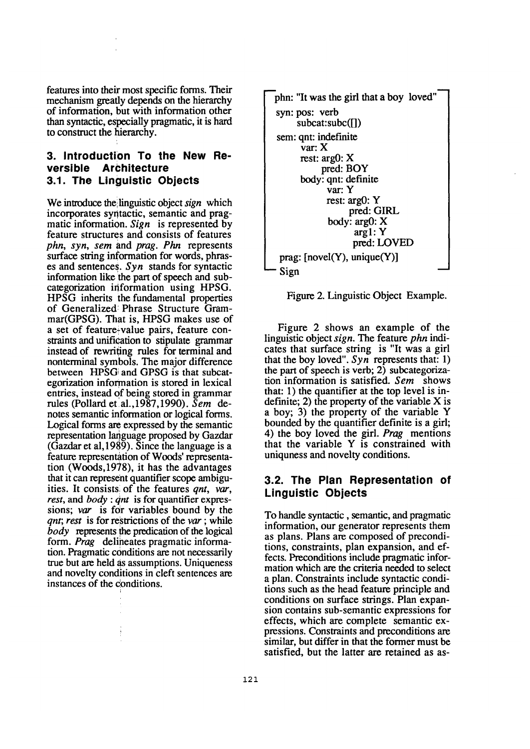features into their most specific forms. Their mechanism greatly depends on the hierarchy of information, but with information other than syntactic, especially pragmatic, it is hard to construct the hierarchy.

## 3. Introduction To the New Reversible Architecture

### 3.1. The Linguistic Objects

We introduce the linguistic object *sign* which incorporates syntactic, semantic and pragmatic information. *Sign* is represented by feature structures and consists of features *phn*, *syn*, *sem* and *prag*. *Phn* represents surface string information for words, phrases and sentences. *Syn* stands for syntactic information like the part of speech and subcategorization information using HPSG. HPSG inherits the fundamental properties of Generalized Phrase Structure Grammar(GPSG). That is, HPSG makes use of a set of feature-value pairs, feature constraints and unification to stipulate grammar instead of rewriting rules for terminal and nonterminal symbols. The major difference between HPSG and GPSG is that subcategorization information is stored in lexical entries, instead of being stored in grammar rules (Pollard et al.,1987,1990). *Sem* denotes semantic information or logical forms. Logical forms are expressed by the semantic representation language proposed by Gazdar (Gazdar et al,1989). Since the language is a feature representation of Woods' representation (Woods,1978), it has the advantages that it can represent quantifier scope ambiguities. It consists of the features *qnt*, *var*, *rest*, and *body* : *qnt* is for quantifier expressions; *var* is for variables bound by the *qnt*; *rest* is for restrictions of the *var* ; while *body* represents the predication of the logical form. *Prag* delineates pragmatic information. Pragmatic conditions are not necessarily true but are held as assumptions. Uniqueness and novelty conditions in cleft sentences are instances of the conditions.

```
phn: "It was the girl that a boy  loved"
syn: pos: verb
     subcat:subc([])
sem: qnt: indefinite
     var: X
     rest: arg0: X
           pred: BOY
     body: qnt: definite
           var: Y
           rest: arg0: Y
                 pred: GIRL
           body: arg0: X
                 arg1: Y
                 pred: LOVED
prag: [novel(Y), unique(Y)]
Sign
```

Figure 2. Linguistic Object Example.

Figure 2 shows an example of the linguistic object *sign*. The feature *phn* indicates that surface string is "It was a girl that the boy loved". *Syn* represents that: 1) the part of speech is verb; 2) subcategorization information is satisfied. *Sem* shows that: 1) the quantifier at the top level is indefinite; 2) the property of the variable X is a boy; 3) the property of the variable Y bounded by the quantifier definite is a girl; 4) the boy loved the girl. *Prag* mentions that the variable Y is constrained with uniquness and novelty conditions.

### 3.2. The Plan Representation of Linguistic Objects

To handle syntactic , semantic, and pragmatic information, our generator represents them as plans. Plans are composed of preconditions, constraints, plan expansion, and effects. Preconditions include pragmatic information which are the criteria needed to select a plan. Constraints include syntactic conditions such as the head feature principle and conditions on surface strings. Plan expansion contains sub-semantic expressions for effects, which are complete semantic expressions. Constraints and preconditions are similar, but differ in that the former must be satisfied, but the latter are retained as as-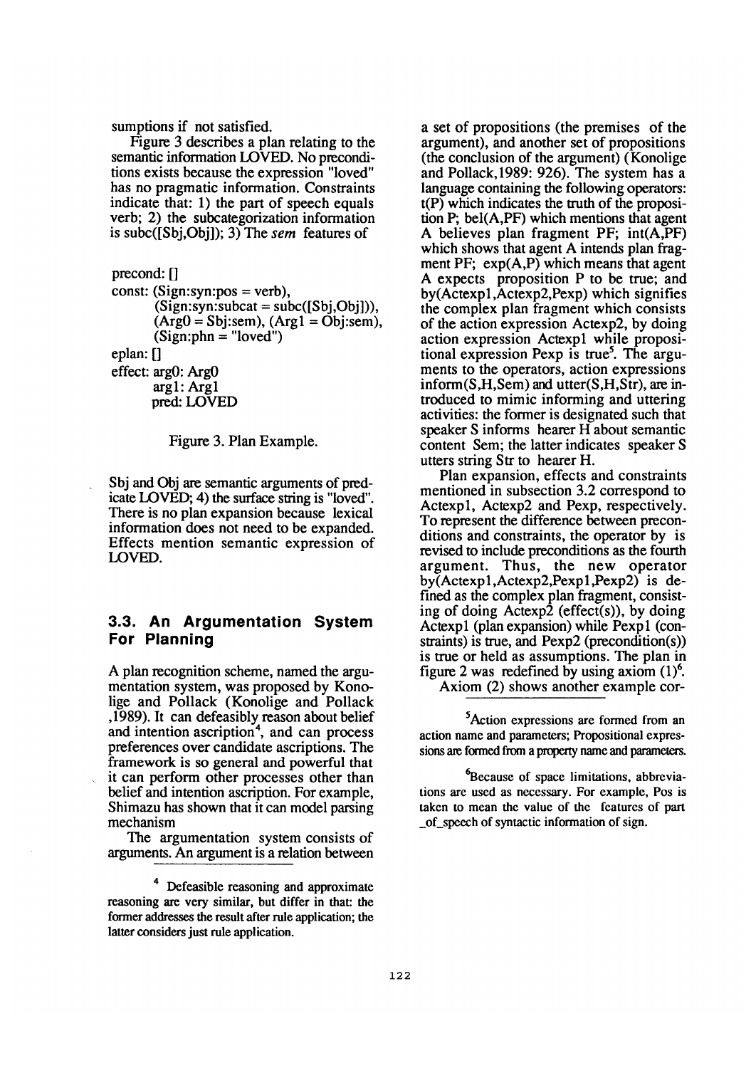sumptions if not satisfied.

Figure 3 describes a plan relating to the semantic information LOVED. No preconditions exists because the expression "loved" has no pragmatic information. Constraints indicate that: 1) the part of speech equals verb; 2) the subcategorization information is subc([Sbj,Obj]); 3) The *sem* features of

```
precond: []
const: (Sign:syn:pos = verb),
       (Sign:syn:subcat = subc([Sbj,Obj])),
       (Arg0 = Sbj:sem), (Arg1 = Obj:sem),
       (Sign:phn = "loved")
eplan: []
effect: arg0: Arg0
        arg1: Arg1
        pred: LOVED
```

Figure 3. Plan Example.

Sbj and Obj are semantic arguments of predicate LOVED; 4) the surface string is "loved". There is no plan expansion because lexical information does not need to be expanded. Effects mention semantic expression of LOVED.

### 3.3. An Argumentation System For Planning

A plan recognition scheme, named the argumentation system, was proposed by Konolige and Pollack (Konolige and Pollack ,1989). It can defeasibly reason about belief and intention ascription[4], and can process preferences over candidate ascriptions. The framework is so general and powerful that it can perform other processes other than belief and intention ascription. For example, Shimazu has shown that it can model parsing mechanism

The argumentation system consists of arguments. An argument is a relation between a set of propositions (the premises of the argument), and another set of propositions (the conclusion of the argument) (Konolige and Pollack,1989: 926). The system has a language containing the following operators: t(P) which indicates the truth of the proposition P; bel(A,PF) which mentions that agent A believes plan fragment PF; int(A,PF) which shows that agent A intends plan fragment PF; exp(A,P) which means that agent A expects proposition P to be true; and by(Actexp1,Actexp2,Pexp) which signifies the complex plan fragment which consists of the action expression Actexp2, by doing action expression Actexp1 while propositional expression Pexp is true[5]. The arguments to the operators, action expressions inform(S,H,Sem) and utter(S,H,Str), are introduced to mimic informing and uttering activities: the former is designated such that speaker S informs hearer H about semantic content Sem; the latter indicates speaker S utters string Str to hearer H.

Plan expansion, effects and constraints mentioned in subsection 3.2 correspond to Actexp1, Actexp2 and Pexp, respectively. To represent the difference between preconditions and constraints, the operator by is revised to include preconditions as the fourth argument. Thus, the new operator by(Actexp1,Actexp2,Pexp1,Pexp2) is defined as the complex plan fragment, consisting of doing Actexp2 (effect(s)), by doing Actexp1 (plan expansion) while Pexp1 (constraints) is true, and Pexp2 (precondition(s)) is true or held as assumptions. The plan in figure 2 was redefined by using axiom (1)[6].

Axiom (2) shows another example cor-

---

[4] Defeasible reasoning and approximate reasoning are very similar, but differ in that: the former addresses the result after rule application; the latter considers just rule application.

[5] Action expressions are formed from an action name and parameters; Propositional expressions are formed from a property name and parameters.

[6] Because of space limitations, abbreviations are used as necessary. For example, Pos is taken to mean the value of the features of part_of_speech of syntactic information of sign.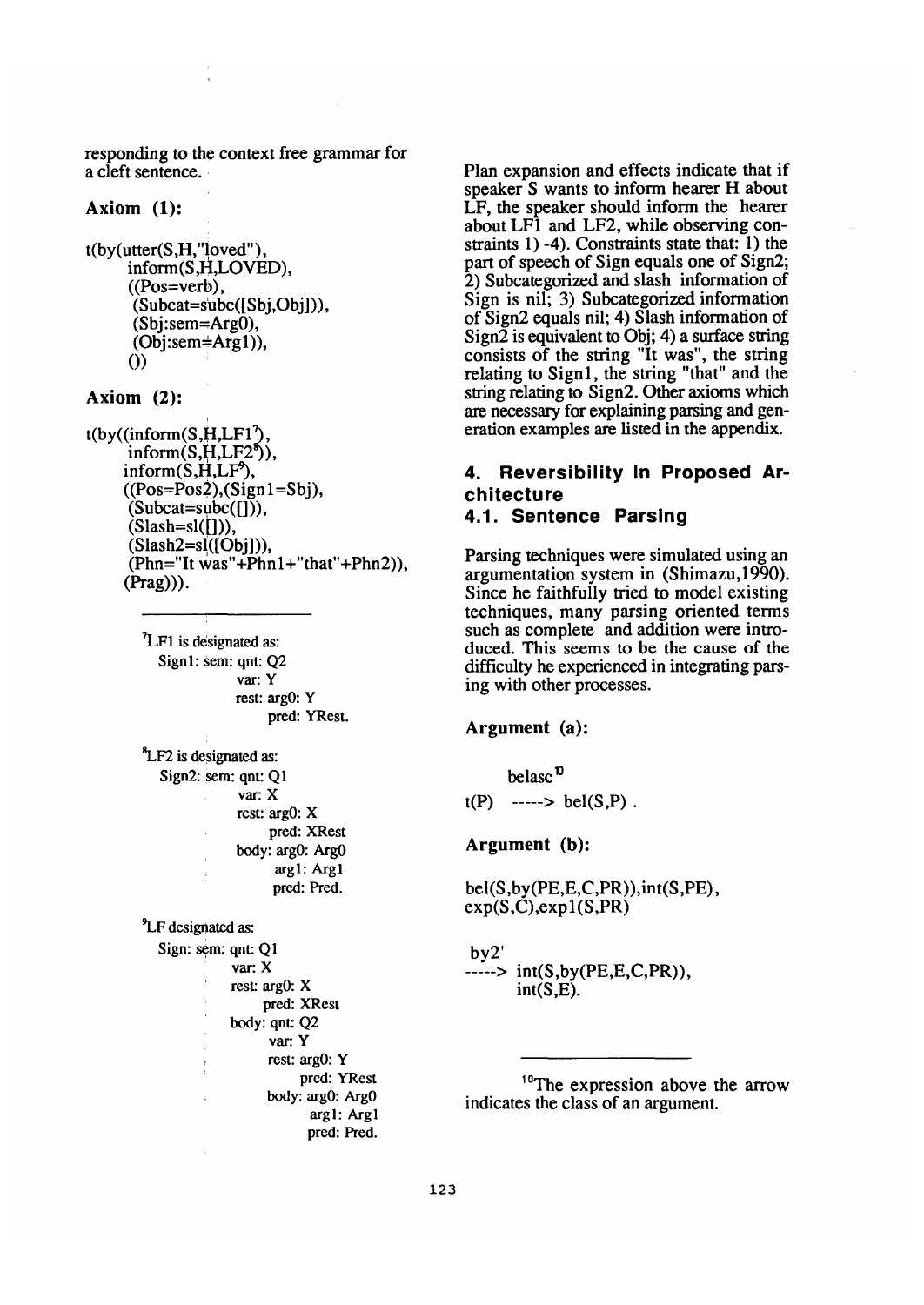responding to the context free grammar for a cleft sentence.

**Axiom (1):**

```
t(by(utter(S,H,"loved"),
     inform(S,H,LOVED),
     ((Pos=verb),
      (Subcat=subc([Sbj,Obj])),
      (Sbj:sem=Arg0),
      (Obj:sem=Arg1)),
     ())
```

**Axiom (2):**

```
t(by((inform(S,H,LF1⁷),
      inform(S,H,LF2⁸)),
     inform(S,H,LF⁹),
     ((Pos=Pos2),(Sign1=Sbj),
      (Subcat=subc([])),
      (Slash=sl([])),
      (Slash2=sl([Obj])),
      (Phn="It was"+Phn1+"that"+Phn2)),
     (Prag))).
```

[7]LF1 is designated as:

```
Sign1: sem: qnt: Q2
            var: Y
            rest: arg0: Y
                  pred: YRest.
```

[8]LF2 is designated as:

```
Sign2: sem: qnt: Q1
            var: X
            rest: arg0: X
                  pred: XRest
            body: arg0: Arg0
                  arg1: Arg1
                  pred: Pred.
```

[9]LF designated as:

```
Sign: sem: qnt: Q1
           var: X
           rest: arg0: X
                 pred: XRest
           body: qnt: Q2
                 var: Y
                 rest: arg0: Y
                       pred: YRest
                 body: arg0: Arg0
                       arg1: Arg1
                       pred: Pred.
```

Plan expansion and effects indicate that if speaker S wants to inform hearer H about LF, the speaker should inform the hearer about LF1 and LF2, while observing constraints 1) -4). Constraints state that: 1) the part of speech of Sign equals one of Sign2; 2) Subcategorized and slash information of Sign is nil; 3) Subcategorized information of Sign2 equals nil; 4) Slash information of Sign2 is equivalent to Obj; 4) a surface string consists of the string "It was", the string relating to Sign1, the string "that" and the string relating to Sign2. Other axioms which are necessary for explaining parsing and generation examples are listed in the appendix.

## 4. Reversibility In Proposed Architecture

### 4.1. Sentence Parsing

Parsing techniques were simulated using an argumentation system in (Shimazu,1990). Since he faithfully tried to model existing techniques, many parsing oriented terms such as complete and addition were introduced. This seems to be the cause of the difficulty he experienced in integrating parsing with other processes.

**Argument (a):**

```
       belasc¹⁰
t(P)  -----> bel(S,P) .
```

**Argument (b):**

```
bel(S,by(PE,E,C,PR)),int(S,PE),
exp(S,C),exp1(S,PR)

 by2'
-----> int(S,by(PE,E,C,PR)),
       int(S,E).
```

[10]The expression above the arrow indicates the class of an argument.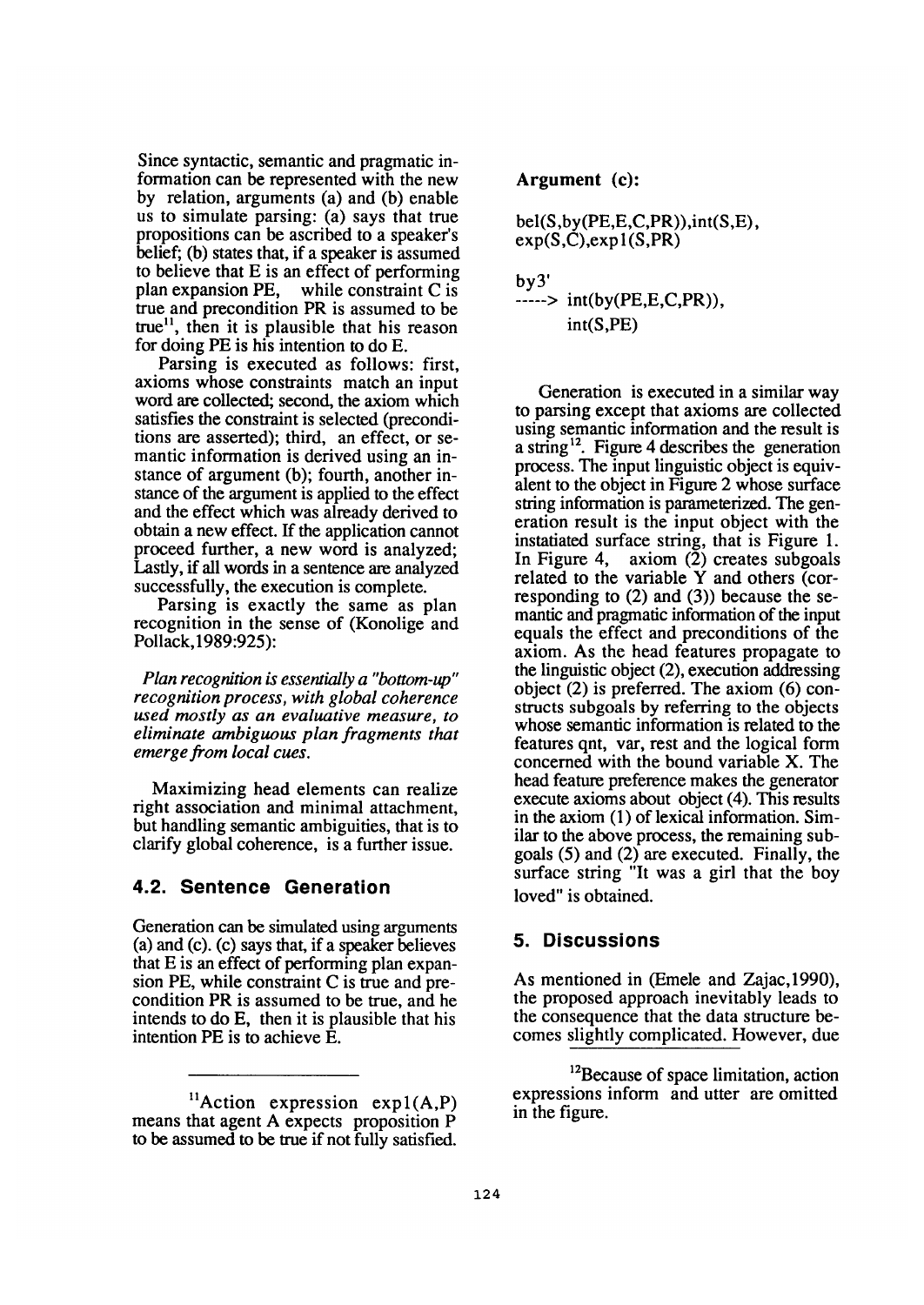Since syntactic, semantic and pragmatic information can be represented with the new by relation, arguments (a) and (b) enable us to simulate parsing: (a) says that true propositions can be ascribed to a speaker's belief; (b) states that, if a speaker is assumed to believe that E is an effect of performing plan expansion PE, while constraint C is true and precondition PR is assumed to be true[11], then it is plausible that his reason for doing PE is his intention to do E.

Parsing is executed as follows: first, axioms whose constraints match an input word are collected; second, the axiom which satisfies the constraint is selected (preconditions are asserted); third, an effect, or semantic information is derived using an instance of argument (b); fourth, another instance of the argument is applied to the effect and the effect which was already derived to obtain a new effect. If the application cannot proceed further, a new word is analyzed; Lastly, if all words in a sentence are analyzed successfully, the execution is complete.

Parsing is exactly the same as plan recognition in the sense of (Konolige and Pollack,1989:925):

*Plan recognition is essentially a "bottom-up" recognition process, with global coherence used mostly as an evaluative measure, to eliminate ambiguous plan fragments that emerge from local cues.*

Maximizing head elements can realize right association and minimal attachment, but handling semantic ambiguities, that is to clarify global coherence, is a further issue.

## 4.2. Sentence Generation

Generation can be simulated using arguments (a) and (c). (c) says that, if a speaker believes that E is an effect of performing plan expansion PE, while constraint C is true and precondition PR is assumed to be true, and he intends to do E, then it is plausible that his intention PE is to achieve E.

[11]Action expression expl(A,P) means that agent A expects proposition P to be assumed to be true if not fully satisfied.

**Argument (c):**

```
bel(S,by(PE,E,C,PR)),int(S,E),
exp(S,C),expl(S,PR)

by3'
-----> int(by(PE,E,C,PR)),
       int(S,PE)
```

Generation is executed in a similar way to parsing except that axioms are collected using semantic information and the result is a string[12]. Figure 4 describes the generation process. The input linguistic object is equivalent to the object in Figure 2 whose surface string information is parameterized. The generation result is the input object with the instatiated surface string, that is Figure 1. In Figure 4, axiom (2) creates subgoals related to the variable Y and others (corresponding to (2) and (3)) because the semantic and pragmatic information of the input equals the effect and preconditions of the axiom. As the head features propagate to the linguistic object (2), execution addressing object (2) is preferred. The axiom (6) constructs subgoals by referring to the objects whose semantic information is related to the features qnt, var, rest and the logical form concerned with the bound variable X. The head feature preference makes the generator execute axioms about object (4). This results in the axiom (1) of lexical information. Similar to the above process, the remaining subgoals (5) and (2) are executed. Finally, the surface string "It was a girl that the boy loved" is obtained.

## 5. Discussions

As mentioned in (Emele and Zajac,1990), the proposed approach inevitably leads to the consequence that the data structure becomes slightly complicated. However, due

[12]Because of space limitation, action expressions inform and utter are omitted in the figure.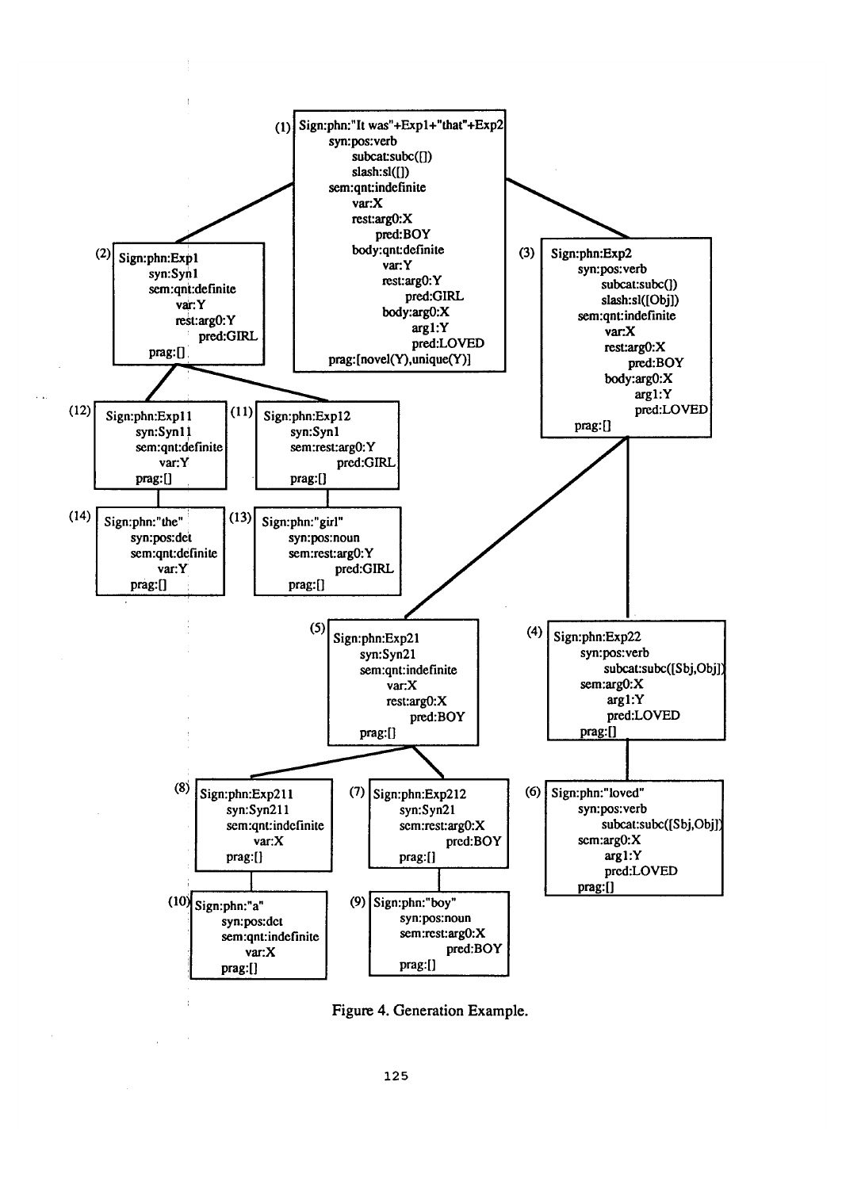```
(1) Sign:phn:"It was"+Exp1+"that"+Exp2
        syn:pos:verb
            subcat:subc([])
            slash:sl([])
        sem:qnt:indefinite
            var:X
            rest:arg0:X
                pred:BOY
            body:qnt:definite
                var:Y
                rest:arg0:Y
                    pred:GIRL
                body:arg0:X
                    arg1:Y
                    pred:LOVED
        prag:[novel(Y),unique(Y)]
```

```
(2) Sign:phn:Exp1
        syn:Syn1
        sem:qnt:definite
            var:Y
            rest:arg0:Y
                pred:GIRL
        prag:[]
```

```
(3) Sign:phn:Exp2
        syn:pos:verb
            subcat:subc([])
            slash:sl([Obj])
        sem:qnt:indefinite
            var:X
            rest:arg0:X
                pred:BOY
            body:arg0:X
                arg1:Y
                pred:LOVED
        prag:[]
```

```
(12) Sign:phn:Exp11
        syn:Syn11
        sem:qnt:definite
            var:Y
        prag:[]
```

```
(11) Sign:phn:Exp12
        syn:Syn1
        sem:rest:arg0:Y
            pred:GIRL
        prag:[]
```

```
(14) Sign:phn:"the"
        syn:pos:det
        sem:qnt:definite
            var:Y
        prag:[]
```

```
(13) Sign:phn:"girl"
        syn:pos:noun
        sem:rest:arg0:Y
            pred:GIRL
        prag:[]
```

```
(5) Sign:phn:Exp21
        syn:Syn21
        sem:qnt:indefinite
            var:X
            rest:arg0:X
                pred:BOY
        prag:[]
```

```
(4) Sign:phn:Exp22
        syn:pos:verb
            subcat:subc([Sbj,Obj])
        sem:arg0:X
            arg1:Y
            pred:LOVED
        prag:[]
```

```
(8) Sign:phn:Exp211
        syn:Syn211
        sem:qnt:indefinite
            var:X
        prag:[]
```

```
(7) Sign:phn:Exp212
        syn:Syn21
        sem:rest:arg0:X
            pred:BOY
        prag:[]
```

```
(6) Sign:phn:"loved"
        syn:pos:verb
            subcat:subc([Sbj,Obj])
        sem:arg0:X
            arg1:Y
            pred:LOVED
        prag:[]
```

```
(10) Sign:phn:"a"
        syn:pos:det
        sem:qnt:indefinite
            var:X
        prag:[]
```

```
(9) Sign:phn:"boy"
        syn:pos:noun
        sem:rest:arg0:X
            pred:BOY
        prag:[]
```

Figure 4. Generation Example.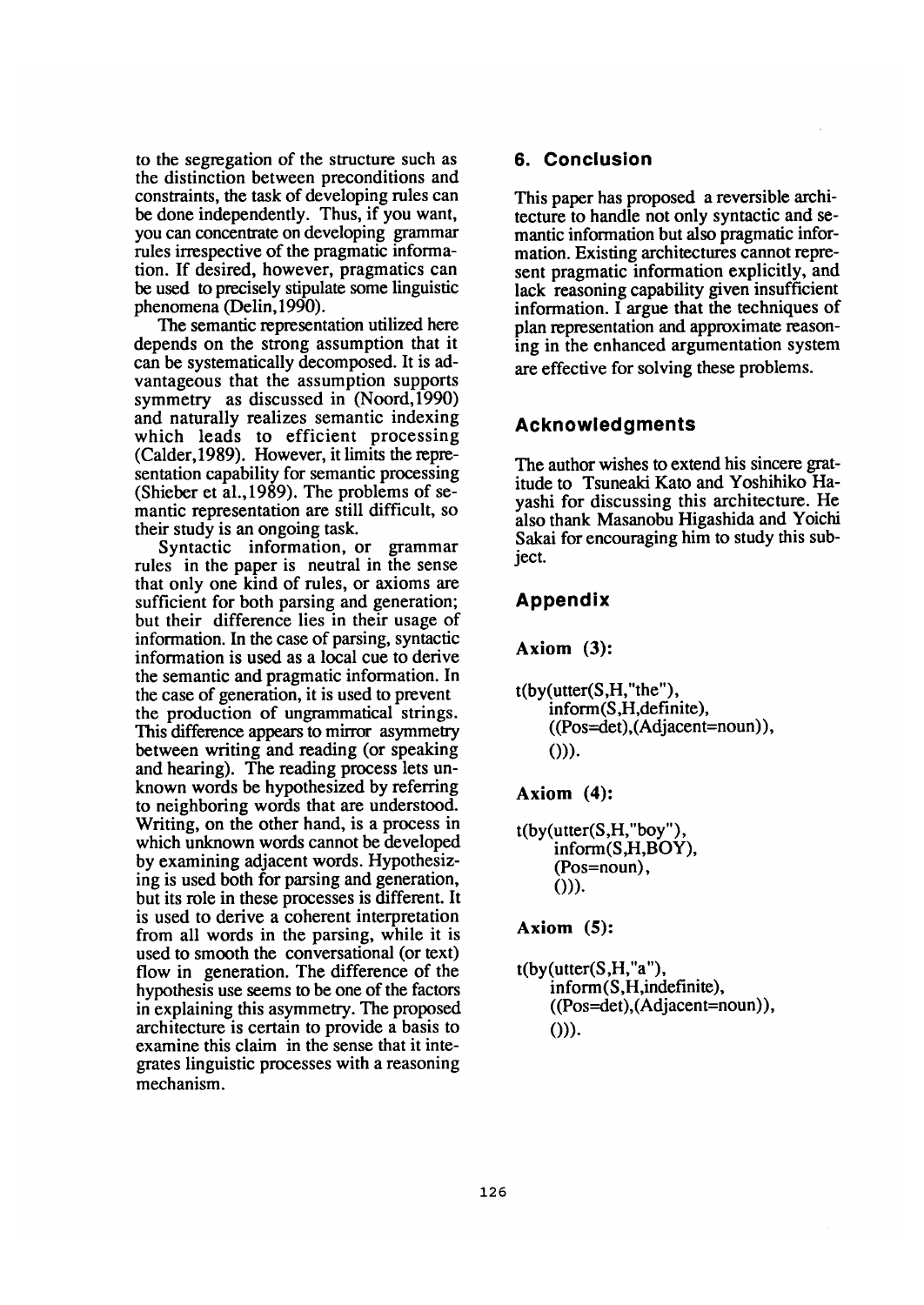to the segregation of the structure such as the distinction between preconditions and constraints, the task of developing rules can be done independently. Thus, if you want, you can concentrate on developing grammar rules irrespective of the pragmatic information. If desired, however, pragmatics can be used to precisely stipulate some linguistic phenomena (Delin,1990).

The semantic representation utilized here depends on the strong assumption that it can be systematically decomposed. It is advantageous that the assumption supports symmetry as discussed in (Noord,1990) and naturally realizes semantic indexing which leads to efficient processing (Calder,1989). However, it limits the representation capability for semantic processing (Shieber et al.,1989). The problems of semantic representation are still difficult, so their study is an ongoing task.

Syntactic information, or grammar rules in the paper is neutral in the sense that only one kind of rules, or axioms are sufficient for both parsing and generation; but their difference lies in their usage of information. In the case of parsing, syntactic information is used as a local cue to derive the semantic and pragmatic information. In the case of generation, it is used to prevent the production of ungrammatical strings. This difference appears to mirror asymmetry between writing and reading (or speaking and hearing). The reading process lets unknown words be hypothesized by referring to neighboring words that are understood. Writing, on the other hand, is a process in which unknown words cannot be developed by examining adjacent words. Hypothesizing is used both for parsing and generation, but its role in these processes is different. It is used to derive a coherent interpretation from all words in the parsing, while it is used to smooth the conversational (or text) flow in generation. The difference of the hypothesis use seems to be one of the factors in explaining this asymmetry. The proposed architecture is certain to provide a basis to examine this claim in the sense that it integrates linguistic processes with a reasoning mechanism.

## 6. Conclusion

This paper has proposed a reversible architecture to handle not only syntactic and semantic information but also pragmatic information. Existing architectures cannot represent pragmatic information explicitly, and lack reasoning capability given insufficient information. I argue that the techniques of plan representation and approximate reasoning in the enhanced argumentation system are effective for solving these problems.

## Acknowledgments

The author wishes to extend his sincere gratitude to Tsuneaki Kato and Yoshihiko Hayashi for discussing this architecture. He also thank Masanobu Higashida and Yoichi Sakai for encouraging him to study this subject.

## Appendix

### Axiom (3):

```
t(by(utter(S,H,"the"),
    inform(S,H,definite),
    ((Pos=det),(Adjacent=noun)),
    ())).
```

### Axiom (4):

```
t(by(utter(S,H,"boy"),
    inform(S,H,BOY),
    (Pos=noun),
    ())).
```

### Axiom (5):

```
t(by(utter(S,H,"a"),
    inform(S,H,indefinite),
    ((Pos=det),(Adjacent=noun)),
    ())).
```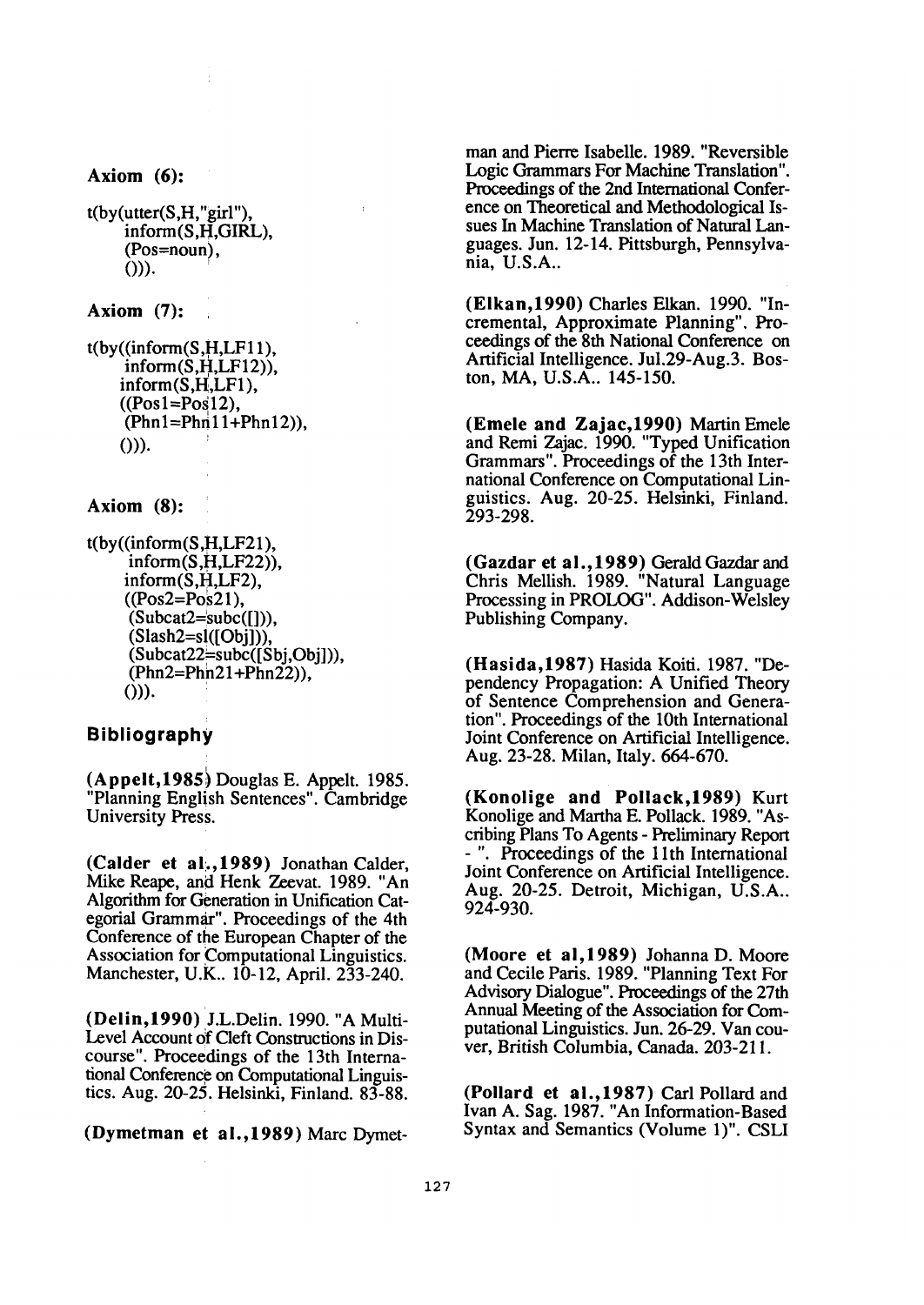**Axiom (6):**

```
t(by(utter(S,H,"girl"),
     inform(S,H,GIRL),
     (Pos=noun),
     ())).
```

**Axiom (7):**

```
t(by((inform(S,H,LF11),
      inform(S,H,LF12)),
     inform(S,H,LF1),
     ((Pos1=Pos12),
      (Phn1=Phn11+Phn12)),
     ())).
```

**Axiom (8):**

```
t(by((inform(S,H,LF21),
      inform(S,H,LF22)),
     inform(S,H,LF2),
     ((Pos2=Pos21),
      (Subcat2=subc([])),
      (Slash2=sl([Obj])),
      (Subcat22=subc([Sbj,Obj])),
      (Phn2=Phn21+Phn22)),
     ())).
```

## Bibliography

**(Appelt,1985)** Douglas E. Appelt. 1985. "Planning English Sentences". Cambridge University Press.

**(Calder et al.,1989)** Jonathan Calder, Mike Reape, and Henk Zeevat. 1989. "An Algorithm for Generation in Unification Categorial Grammar". Proceedings of the 4th Conference of the European Chapter of the Association for Computational Linguistics. Manchester, U.K.. 10-12, April. 233-240.

**(Delin,1990)** J.L.Delin. 1990. "A Multi-Level Account of Cleft Constructions in Discourse". Proceedings of the 13th International Conference on Computational Linguistics. Aug. 20-25. Helsinki, Finland. 83-88.

**(Dymetman et al.,1989)** Marc Dymetman and Pierre Isabelle. 1989. "Reversible Logic Grammars For Machine Translation". Proceedings of the 2nd International Conference on Theoretical and Methodological Issues In Machine Translation of Natural Languages. Jun. 12-14. Pittsburgh, Pennsylvania, U.S.A..

**(Elkan,1990)** Charles Elkan. 1990. "Incremental, Approximate Planning". Proceedings of the 8th National Conference on Artificial Intelligence. Jul.29-Aug.3. Boston, MA, U.S.A.. 145-150.

**(Emele and Zajac,1990)** Martin Emele and Remi Zajac. 1990. "Typed Unification Grammars". Proceedings of the 13th International Conference on Computational Linguistics. Aug. 20-25. Helsinki, Finland. 293-298.

**(Gazdar et al.,1989)** Gerald Gazdar and Chris Mellish. 1989. "Natural Language Processing in PROLOG". Addison-Welsley Publishing Company.

**(Hasida,1987)** Hasida Koiti. 1987. "Dependency Propagation: A Unified Theory of Sentence Comprehension and Generation". Proceedings of the 10th International Joint Conference on Artificial Intelligence. Aug. 23-28. Milan, Italy. 664-670.

**(Konolige and Pollack,1989)** Kurt Konolige and Martha E. Pollack. 1989. "Ascribing Plans To Agents - Preliminary Report - ". Proceedings of the 11th International Joint Conference on Artificial Intelligence. Aug. 20-25. Detroit, Michigan, U.S.A.. 924-930.

**(Moore et al,1989)** Johanna D. Moore and Cecile Paris. 1989. "Planning Text For Advisory Dialogue". Proceedings of the 27th Annual Meeting of the Association for Computational Linguistics. Jun. 26-29. Vancouver, British Columbia, Canada. 203-211.

**(Pollard et al.,1987)** Carl Pollard and Ivan A. Sag. 1987. "An Information-Based Syntax and Semantics (Volume 1)". CSLI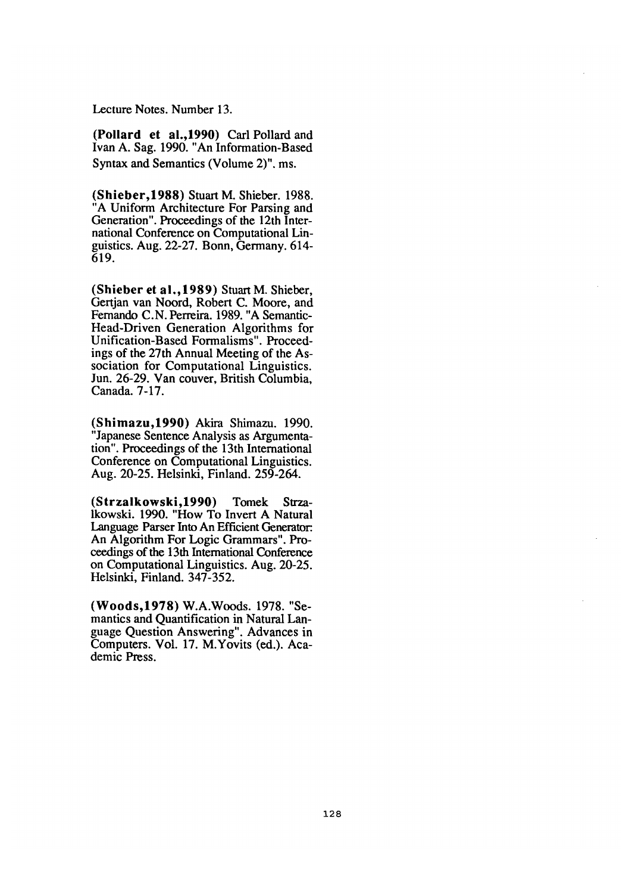Lecture Notes. Number 13.

**(Pollard et al.,1990)** Carl Pollard and Ivan A. Sag. 1990. "An Information-Based Syntax and Semantics (Volume 2)". ms.

**(Shieber,1988)** Stuart M. Shieber. 1988. "A Uniform Architecture For Parsing and Generation". Proceedings of the 12th International Conference on Computational Linguistics. Aug. 22-27. Bonn, Germany. 614-619.

**(Shieber et al.,1989)** Stuart M. Shieber, Gertjan van Noord, Robert C. Moore, and Fernando C.N. Perreira. 1989. "A Semantic-Head-Driven Generation Algorithms for Unification-Based Formalisms". Proceedings of the 27th Annual Meeting of the Association for Computational Linguistics. Jun. 26-29. Van couver, British Columbia, Canada. 7-17.

**(Shimazu,1990)** Akira Shimazu. 1990. "Japanese Sentence Analysis as Argumentation". Proceedings of the 13th International Conference on Computational Linguistics. Aug. 20-25. Helsinki, Finland. 259-264.

**(Strzalkowski,1990)** Tomek Strzalkowski. 1990. "How To Invert A Natural Language Parser Into An Efficient Generator: An Algorithm For Logic Grammars". Proceedings of the 13th International Conference on Computational Linguistics. Aug. 20-25. Helsinki, Finland. 347-352.

**(Woods,1978)** W.A.Woods. 1978. "Semantics and Quantification in Natural Language Question Answering". Advances in Computers. Vol. 17. M.Yovits (ed.). Academic Press.